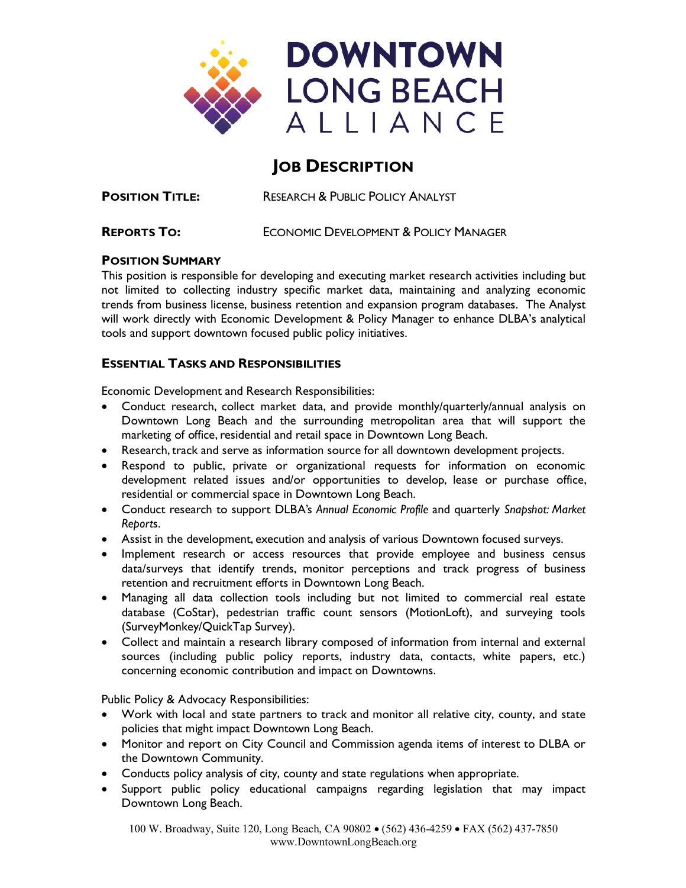# DOWNTOWN LONG BEACH ALLIANCE

## JOB DESCRIPTION

**POSITION TITLE:** RESEARCH & PUBLIC POLICY ANALYST

**REPORTS TO:** ECONOMIC DEVELOPMENT & POLICY MANAGER

### POSITION SUMMARY

This position is responsible for developing and executing market research activities including but not limited to collecting industry specific market data, maintaining and analyzing economic trends from business license, business retention and expansion program databases. The Analyst will work directly with Economic Development & Policy Manager to enhance DLBA's analytical tools and support downtown focused public policy initiatives.

### ESSENTIAL TASKS AND RESPONSIBILITIES

Economic Development and Research Responsibilities:

- Conduct research, collect market data, and provide monthly/quarterly/annual analysis on Downtown Long Beach and the surrounding metropolitan area that will support the marketing of office, residential and retail space in Downtown Long Beach.
- Research, track and serve as information source for all downtown development projects.
- Respond to public, private or organizational requests for information on economic development related issues and/or opportunities to develop, lease or purchase office, residential or commercial space in Downtown Long Beach.
- Conduct research to support DLBA's *Annual Economic Profile* and quarterly *Snapshot: Market Reports*.
- Assist in the development, execution and analysis of various Downtown focused surveys.
- Implement research or access resources that provide employee and business census data/surveys that identify trends, monitor perceptions and track progress of business retention and recruitment efforts in Downtown Long Beach.
- Managing all data collection tools including but not limited to commercial real estate database (CoStar), pedestrian traffic count sensors (MotionLoft), and surveying tools (SurveyMonkey/QuickTap Survey).
- Collect and maintain a research library composed of information from internal and external sources (including public policy reports, industry data, contacts, white papers, etc.) concerning economic contribution and impact on Downtowns.

Public Policy & Advocacy Responsibilities:

- Work with local and state partners to track and monitor all relative city, county, and state policies that might impact Downtown Long Beach.
- Monitor and report on City Council and Commission agenda items of interest to DLBA or the Downtown Community.
- Conducts policy analysis of city, county and state regulations when appropriate.
- Support public policy educational campaigns regarding legislation that may impact Downtown Long Beach.

100 W. Broadway, Suite 120, Long Beach, CA 90802 • (562) 436-4259 • FAX (562) 437-7850
www.DowntownLongBeach.org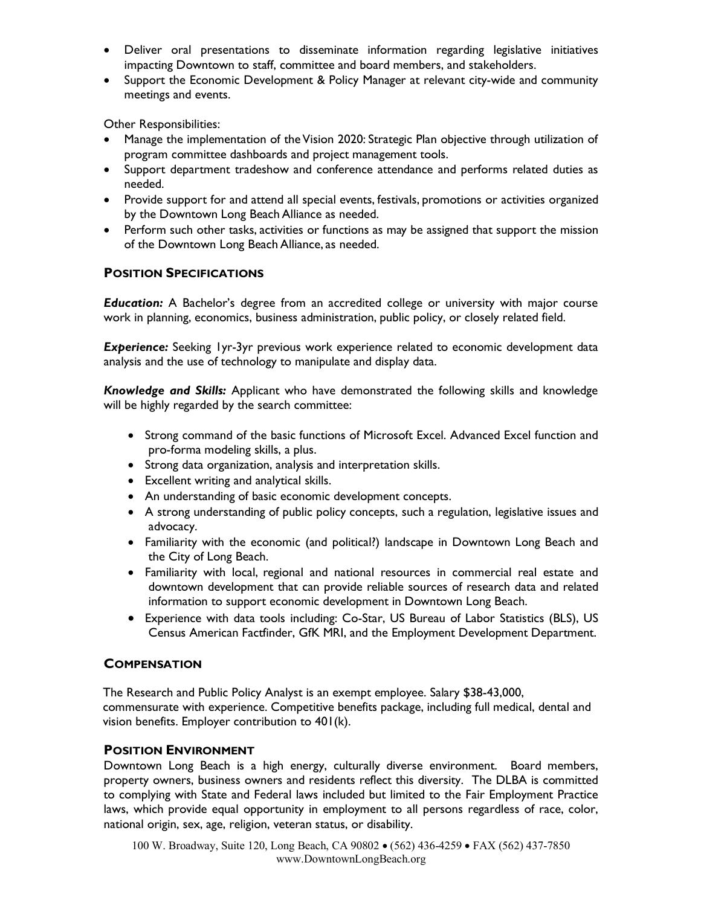- Deliver oral presentations to disseminate information regarding legislative initiatives impacting Downtown to staff, committee and board members, and stakeholders.
- Support the Economic Development & Policy Manager at relevant city-wide and community meetings and events.

Other Responsibilities:

- Manage the implementation of the Vision 2020: Strategic Plan objective through utilization of program committee dashboards and project management tools.
- Support department tradeshow and conference attendance and performs related duties as needed.
- Provide support for and attend all special events, festivals, promotions or activities organized by the Downtown Long Beach Alliance as needed.
- Perform such other tasks, activities or functions as may be assigned that support the mission of the Downtown Long Beach Alliance, as needed.

## POSITION SPECIFICATIONS

***Education:*** A Bachelor's degree from an accredited college or university with major course work in planning, economics, business administration, public policy, or closely related field.

***Experience:*** Seeking 1yr-3yr previous work experience related to economic development data analysis and the use of technology to manipulate and display data.

***Knowledge and Skills:*** Applicant who have demonstrated the following skills and knowledge will be highly regarded by the search committee:

- Strong command of the basic functions of Microsoft Excel. Advanced Excel function and pro-forma modeling skills, a plus.
- Strong data organization, analysis and interpretation skills.
- Excellent writing and analytical skills.
- An understanding of basic economic development concepts.
- A strong understanding of public policy concepts, such a regulation, legislative issues and advocacy.
- Familiarity with the economic (and political?) landscape in Downtown Long Beach and the City of Long Beach.
- Familiarity with local, regional and national resources in commercial real estate and downtown development that can provide reliable sources of research data and related information to support economic development in Downtown Long Beach.
- Experience with data tools including: Co-Star, US Bureau of Labor Statistics (BLS), US Census American Factfinder, GfK MRI, and the Employment Development Department.

## COMPENSATION

The Research and Public Policy Analyst is an exempt employee. Salary $38-43,000, commensurate with experience. Competitive benefits package, including full medical, dental and vision benefits. Employer contribution to 401(k).

## POSITION ENVIRONMENT

Downtown Long Beach is a high energy, culturally diverse environment. Board members, property owners, business owners and residents reflect this diversity. The DLBA is committed to complying with State and Federal laws included but limited to the Fair Employment Practice laws, which provide equal opportunity in employment to all persons regardless of race, color, national origin, sex, age, religion, veteran status, or disability.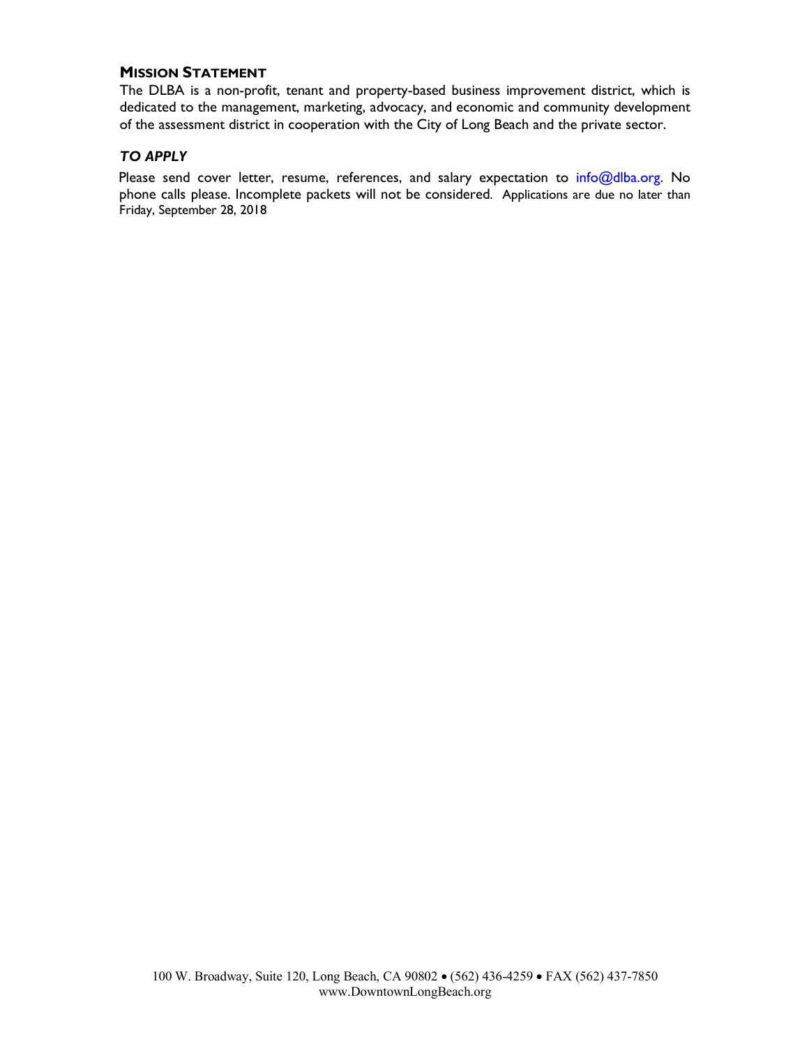## MISSION STATEMENT

The DLBA is a non-profit, tenant and property-based business improvement district, which is dedicated to the management, marketing, advocacy, and economic and community development of the assessment district in cooperation with the City of Long Beach and the private sector.

## *TO APPLY*

Please send cover letter, resume, references, and salary expectation to info@dlba.org. No phone calls please. Incomplete packets will not be considered. Applications are due no later than Friday, September 28, 2018

100 W. Broadway, Suite 120, Long Beach, CA 90802 • (562) 436-4259 • FAX (562) 437-7850
www.DowntownLongBeach.org